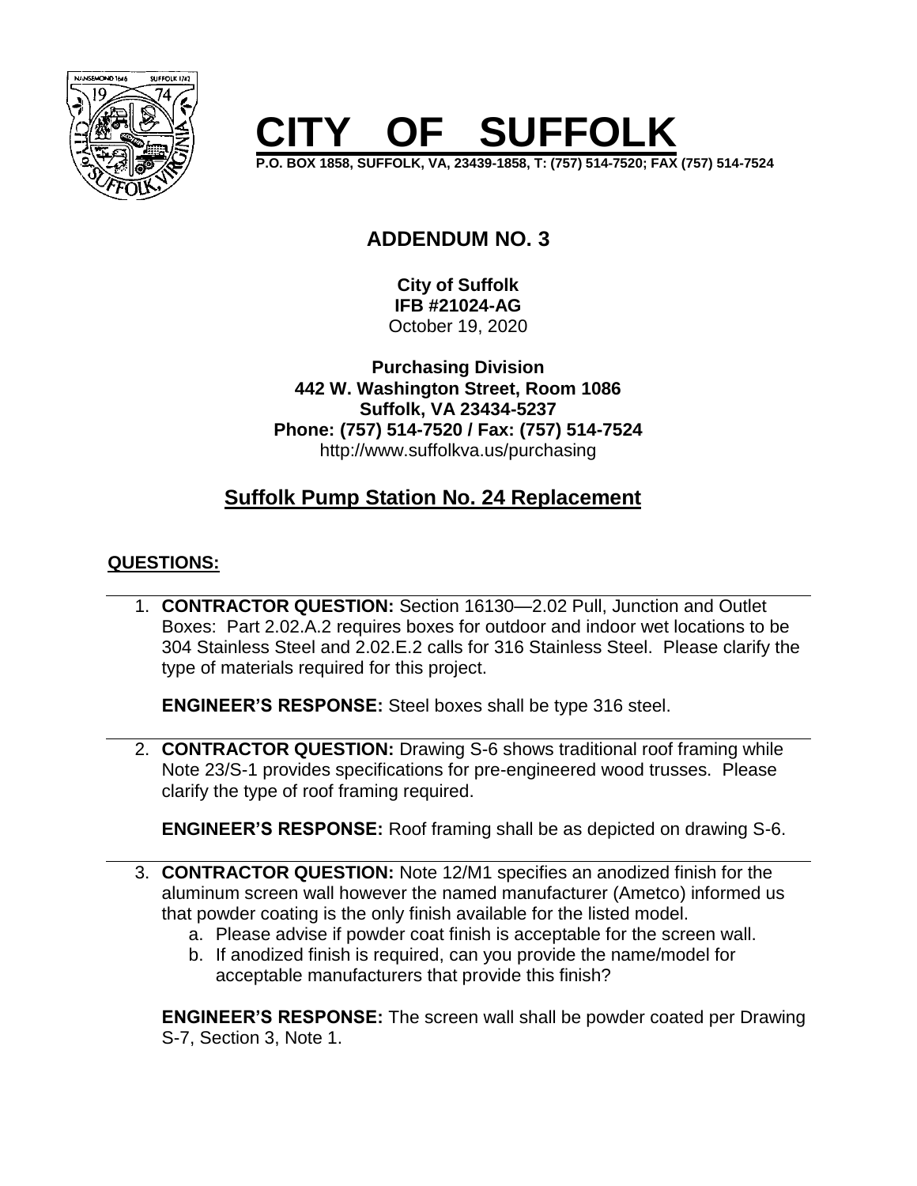# CITY OF SUFFOLK

**P.O. BOX 1858, SUFFOLK, VA, 23439-1858, T: (757) 514-7520; FAX (757) 514-7524**

## ADDENDUM NO. 3

**City of Suffolk**
**IFB #21024-AG**
October 19, 2020

**Purchasing Division**
**442 W. Washington Street, Room 1086**
**Suffolk, VA 23434-5237**
**Phone: (757) 514-7520 / Fax: (757) 514-7524**
http://www.suffolkva.us/purchasing

## Suffolk Pump Station No. 24 Replacement

### QUESTIONS:

1. **CONTRACTOR QUESTION:** Section 16130—2.02 Pull, Junction and Outlet Boxes: Part 2.02.A.2 requires boxes for outdoor and indoor wet locations to be 304 Stainless Steel and 2.02.E.2 calls for 316 Stainless Steel. Please clarify the type of materials required for this project.

   **ENGINEER'S RESPONSE:** Steel boxes shall be type 316 steel.

2. **CONTRACTOR QUESTION:** Drawing S-6 shows traditional roof framing while Note 23/S-1 provides specifications for pre-engineered wood trusses. Please clarify the type of roof framing required.

   **ENGINEER'S RESPONSE:** Roof framing shall be as depicted on drawing S-6.

3. **CONTRACTOR QUESTION:** Note 12/M1 specifies an anodized finish for the aluminum screen wall however the named manufacturer (Ametco) informed us that powder coating is the only finish available for the listed model.
   a. Please advise if powder coat finish is acceptable for the screen wall.
   b. If anodized finish is required, can you provide the name/model for acceptable manufacturers that provide this finish?

   **ENGINEER'S RESPONSE:** The screen wall shall be powder coated per Drawing S-7, Section 3, Note 1.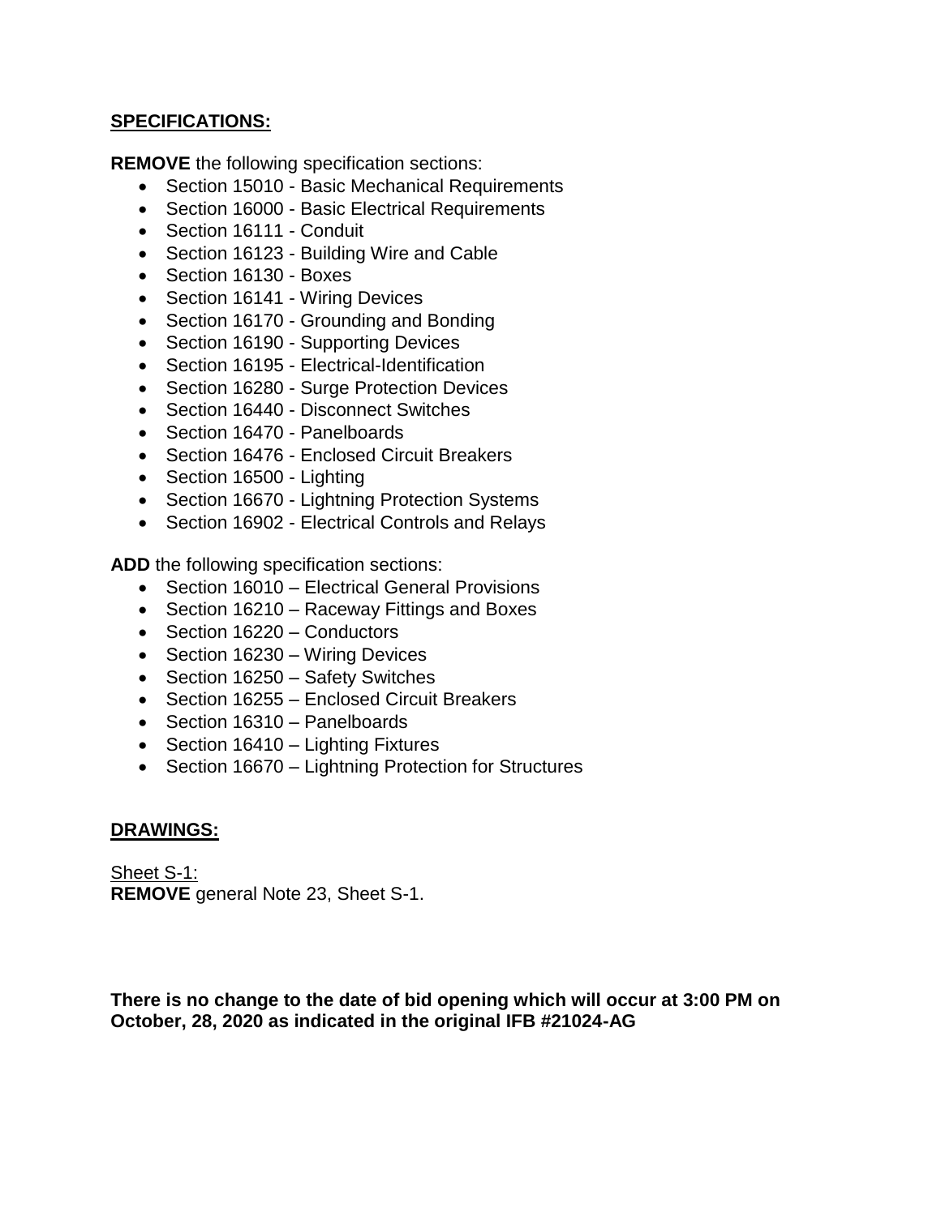## SPECIFICATIONS:

**REMOVE** the following specification sections:

- Section 15010 - Basic Mechanical Requirements
- Section 16000 - Basic Electrical Requirements
- Section 16111 - Conduit
- Section 16123 - Building Wire and Cable
- Section 16130 - Boxes
- Section 16141 - Wiring Devices
- Section 16170 - Grounding and Bonding
- Section 16190 - Supporting Devices
- Section 16195 - Electrical-Identification
- Section 16280 - Surge Protection Devices
- Section 16440 - Disconnect Switches
- Section 16470 - Panelboards
- Section 16476 - Enclosed Circuit Breakers
- Section 16500 - Lighting
- Section 16670 - Lightning Protection Systems
- Section 16902 - Electrical Controls and Relays

**ADD** the following specification sections:

- Section 16010 – Electrical General Provisions
- Section 16210 – Raceway Fittings and Boxes
- Section 16220 – Conductors
- Section 16230 – Wiring Devices
- Section 16250 – Safety Switches
- Section 16255 – Enclosed Circuit Breakers
- Section 16310 – Panelboards
- Section 16410 – Lighting Fixtures
- Section 16670 – Lightning Protection for Structures

## DRAWINGS:

Sheet S-1:
**REMOVE** general Note 23, Sheet S-1.

**There is no change to the date of bid opening which will occur at 3:00 PM on October, 28, 2020 as indicated in the original IFB #21024-AG**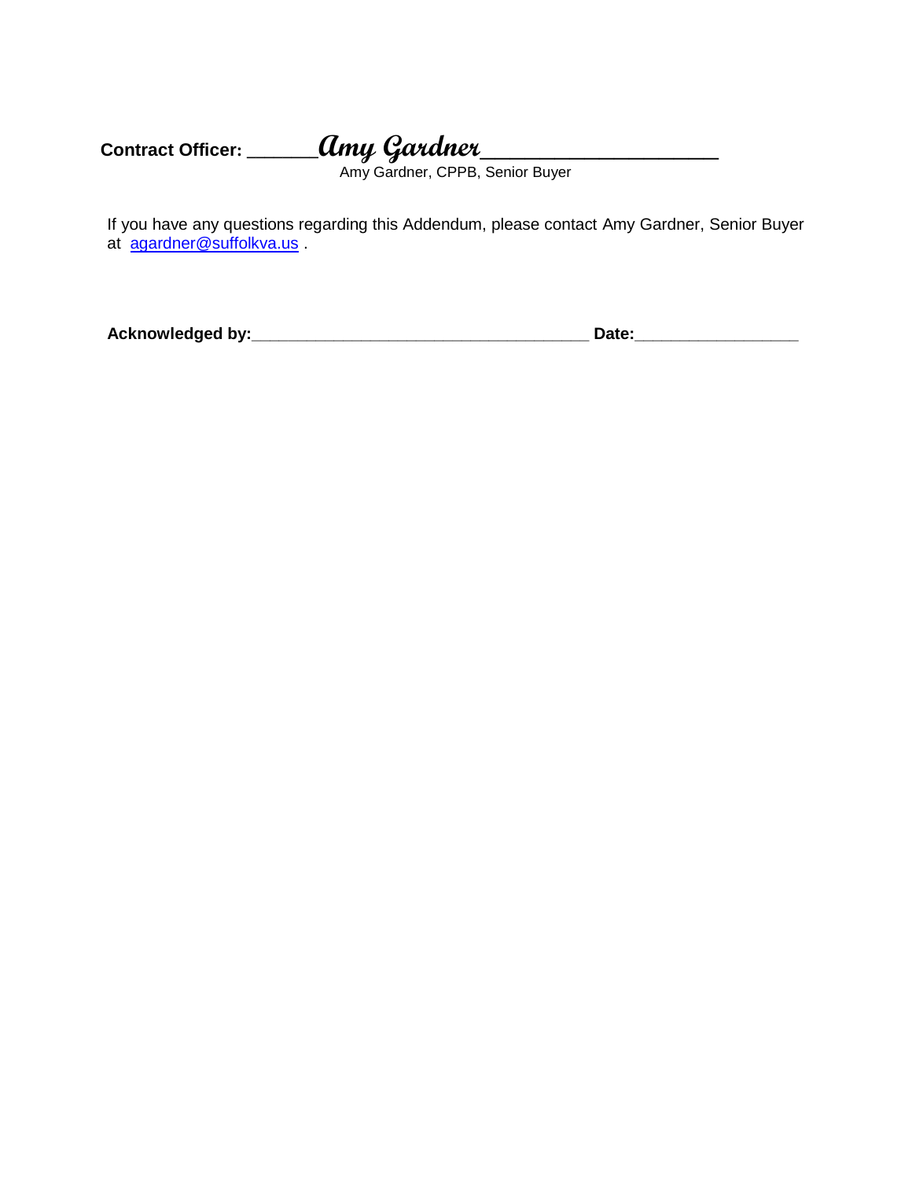**Contract Officer:** ______*Amy Gardner*____________________

Amy Gardner, CPPB, Senior Buyer

If you have any questions regarding this Addendum, please contact Amy Gardner, Senior Buyer at [agardner@suffolkva.us](mailto:agardner@suffolkva.us) .

**Acknowledged by:**___________________________________ **Date:**_________________